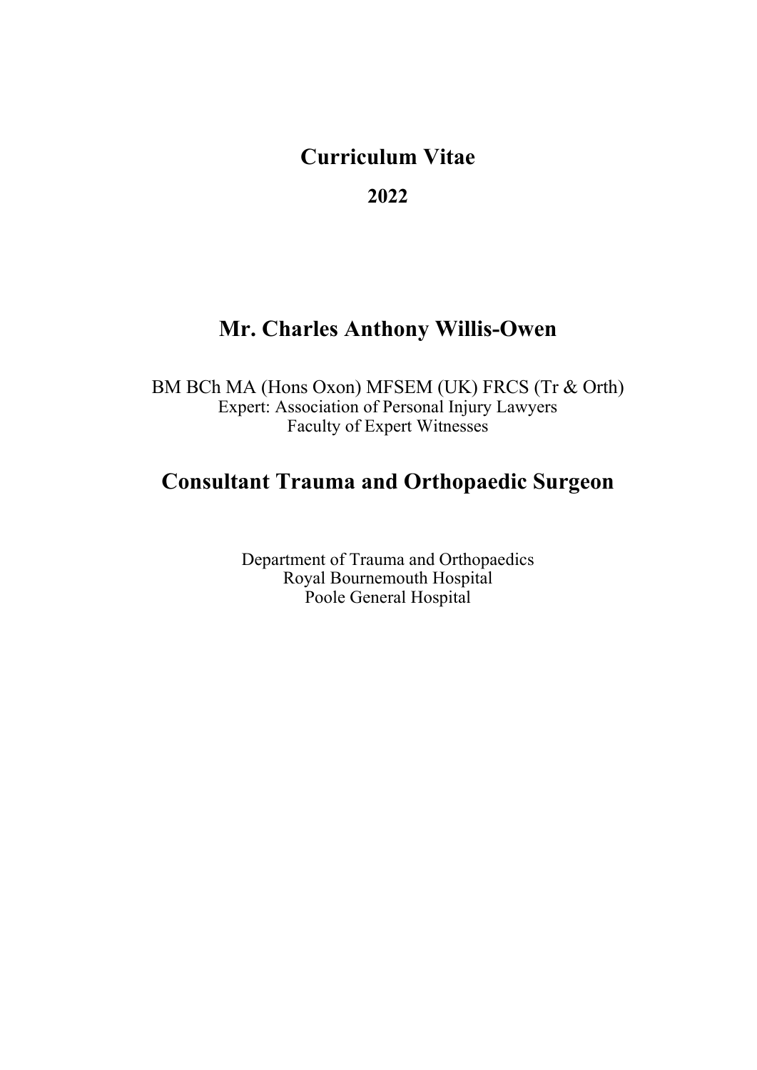# Curriculum Vitae

**2022**

# Mr. Charles Anthony Willis-Owen

BM BCh MA (Hons Oxon) MFSEM (UK) FRCS (Tr & Orth)
Expert: Association of Personal Injury Lawyers
Faculty of Expert Witnesses

## Consultant Trauma and Orthopaedic Surgeon

Department of Trauma and Orthopaedics
Royal Bournemouth Hospital
Poole General Hospital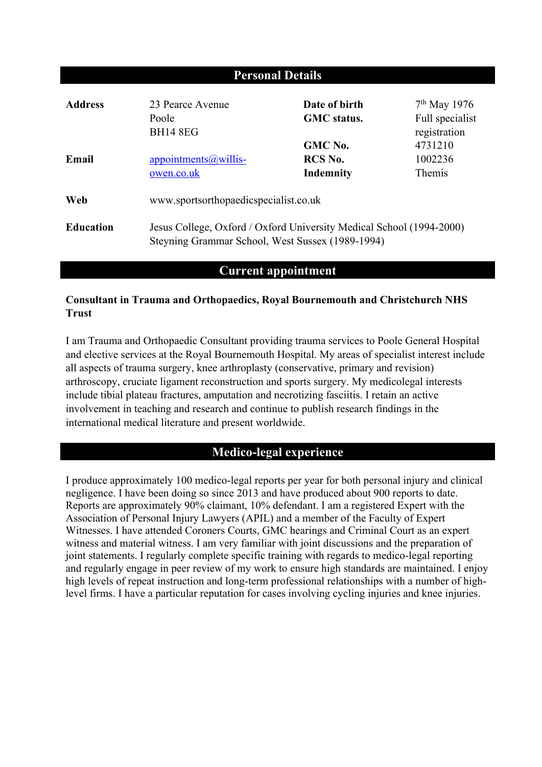## Personal Details

| | | | |
|---|---|---|---|
| **Address** | 23 Pearce Avenue<br>Poole<br>BH14 8EG | **Date of birth** | 7th May 1976 |
| | | **GMC status.** | Full specialist registration |
| | | **GMC No.** | 4731210 |
| **Email** | appointments@willis-owen.co.uk | **RCS No.** | 1002236 |
| | | **Indemnity** | Themis |

**Web** www.sportsorthopaedicspecialist.co.uk

**Education** Jesus College, Oxford / Oxford University Medical School (1994-2000)
Steyning Grammar School, West Sussex (1989-1994)

## Current appointment

**Consultant in Trauma and Orthopaedics, Royal Bournemouth and Christchurch NHS Trust**

I am Trauma and Orthopaedic Consultant providing trauma services to Poole General Hospital and elective services at the Royal Bournemouth Hospital. My areas of specialist interest include all aspects of trauma surgery, knee arthroplasty (conservative, primary and revision) arthroscopy, cruciate ligament reconstruction and sports surgery. My medicolegal interests include tibial plateau fractures, amputation and necrotizing fasciitis. I retain an active involvement in teaching and research and continue to publish research findings in the international medical literature and present worldwide.

## Medico-legal experience

I produce approximately 100 medico-legal reports per year for both personal injury and clinical negligence. I have been doing so since 2013 and have produced about 900 reports to date. Reports are approximately 90% claimant, 10% defendant. I am a registered Expert with the Association of Personal Injury Lawyers (APIL) and a member of the Faculty of Expert Witnesses. I have attended Coroners Courts, GMC hearings and Criminal Court as an expert witness and material witness. I am very familiar with joint discussions and the preparation of joint statements. I regularly complete specific training with regards to medico-legal reporting and regularly engage in peer review of my work to ensure high standards are maintained. I enjoy high levels of repeat instruction and long-term professional relationships with a number of high-level firms. I have a particular reputation for cases involving cycling injuries and knee injuries.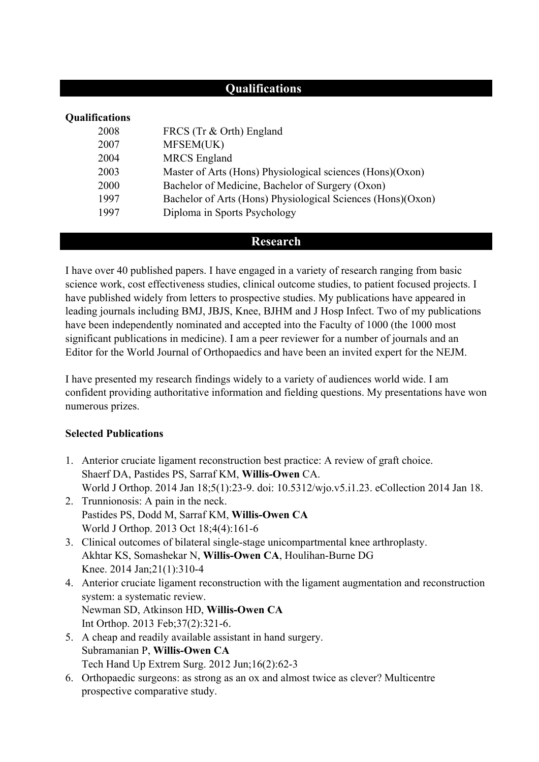## Qualifications

**Qualifications**

| | |
|---|---|
| 2008 | FRCS (Tr & Orth) England |
| 2007 | MFSEM(UK) |
| 2004 | MRCS England |
| 2003 | Master of Arts (Hons) Physiological sciences (Hons)(Oxon) |
| 2000 | Bachelor of Medicine, Bachelor of Surgery (Oxon) |
| 1997 | Bachelor of Arts (Hons) Physiological Sciences (Hons)(Oxon) |
| 1997 | Diploma in Sports Psychology |

## Research

I have over 40 published papers. I have engaged in a variety of research ranging from basic science work, cost effectiveness studies, clinical outcome studies, to patient focused projects. I have published widely from letters to prospective studies. My publications have appeared in leading journals including BMJ, JBJS, Knee, BJHM and J Hosp Infect. Two of my publications have been independently nominated and accepted into the Faculty of 1000 (the 1000 most significant publications in medicine). I am a peer reviewer for a number of journals and an Editor for the World Journal of Orthopaedics and have been an invited expert for the NEJM.

I have presented my research findings widely to a variety of audiences world wide. I am confident providing authoritative information and fielding questions. My presentations have won numerous prizes.

**Selected Publications**

1. Anterior cruciate ligament reconstruction best practice: A review of graft choice.
   Shaerf DA, Pastides PS, Sarraf KM, **Willis-Owen** CA.
   World J Orthop. 2014 Jan 18;5(1):23-9. doi: 10.5312/wjo.v5.i1.23. eCollection 2014 Jan 18.
2. Trunnionosis: A pain in the neck.
   Pastides PS, Dodd M, Sarraf KM, **Willis-Owen CA**
   World J Orthop. 2013 Oct 18;4(4):161-6
3. Clinical outcomes of bilateral single-stage unicompartmental knee arthroplasty.
   Akhtar KS, Somashekar N, **Willis-Owen CA**, Houlihan-Burne DG
   Knee. 2014 Jan;21(1):310-4
4. Anterior cruciate ligament reconstruction with the ligament augmentation and reconstruction system: a systematic review.
   Newman SD, Atkinson HD, **Willis-Owen CA**
   Int Orthop. 2013 Feb;37(2):321-6.
5. A cheap and readily available assistant in hand surgery.
   Subramanian P, **Willis-Owen CA**
   Tech Hand Up Extrem Surg. 2012 Jun;16(2):62-3
6. Orthopaedic surgeons: as strong as an ox and almost twice as clever? Multicentre prospective comparative study.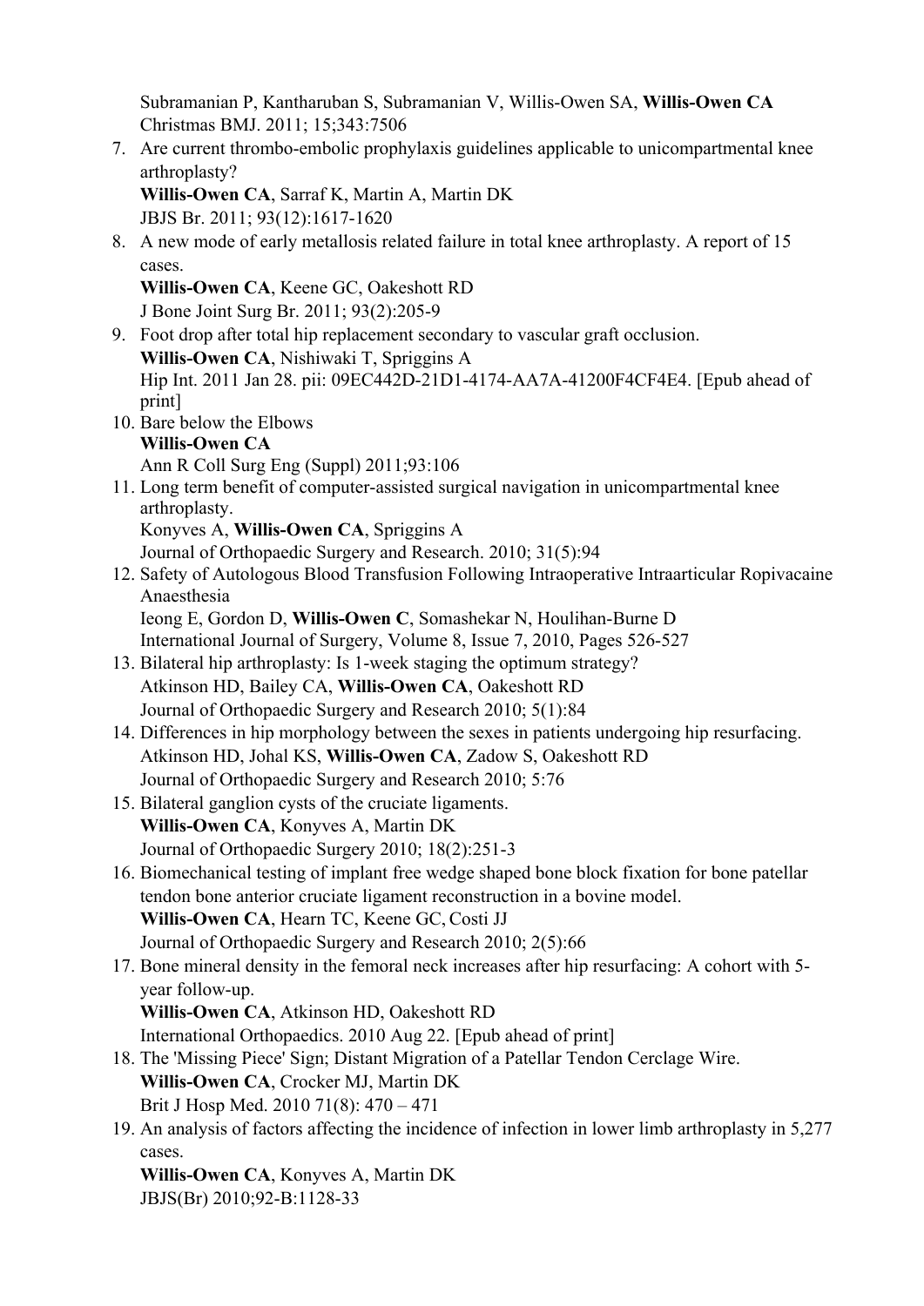Subramanian P, Kantharuban S, Subramanian V, Willis-Owen SA, **Willis-Owen CA**
Christmas BMJ. 2011; 15;343:7506

7. Are current thrombo-embolic prophylaxis guidelines applicable to unicompartmental knee arthroplasty?
   **Willis-Owen CA**, Sarraf K, Martin A, Martin DK
   JBJS Br. 2011; 93(12):1617-1620
8. A new mode of early metallosis related failure in total knee arthroplasty. A report of 15 cases.
   **Willis-Owen CA**, Keene GC, Oakeshott RD
   J Bone Joint Surg Br. 2011; 93(2):205-9
9. Foot drop after total hip replacement secondary to vascular graft occlusion.
   **Willis-Owen CA**, Nishiwaki T, Spriggins A
   Hip Int. 2011 Jan 28. pii: 09EC442D-21D1-4174-AA7A-41200F4CF4E4. [Epub ahead of print]
10. Bare below the Elbows
    **Willis-Owen CA**
    Ann R Coll Surg Eng (Suppl) 2011;93:106
11. Long term benefit of computer-assisted surgical navigation in unicompartmental knee arthroplasty.
    Konyves A, **Willis-Owen CA**, Spriggins A
    Journal of Orthopaedic Surgery and Research. 2010; 31(5):94
12. Safety of Autologous Blood Transfusion Following Intraoperative Intraarticular Ropivacaine Anaesthesia
    Ieong E, Gordon D, **Willis-Owen C**, Somashekar N, Houlihan-Burne D
    International Journal of Surgery, Volume 8, Issue 7, 2010, Pages 526-527
13. Bilateral hip arthroplasty: Is 1-week staging the optimum strategy?
    Atkinson HD, Bailey CA, **Willis-Owen CA**, Oakeshott RD
    Journal of Orthopaedic Surgery and Research 2010; 5(1):84
14. Differences in hip morphology between the sexes in patients undergoing hip resurfacing.
    Atkinson HD, Johal KS, **Willis-Owen CA**, Zadow S, Oakeshott RD
    Journal of Orthopaedic Surgery and Research 2010; 5:76
15. Bilateral ganglion cysts of the cruciate ligaments.
    **Willis-Owen CA**, Konyves A, Martin DK
    Journal of Orthopaedic Surgery 2010; 18(2):251-3
16. Biomechanical testing of implant free wedge shaped bone block fixation for bone patellar tendon bone anterior cruciate ligament reconstruction in a bovine model.
    **Willis-Owen CA**, Hearn TC, Keene GC, Costi JJ
    Journal of Orthopaedic Surgery and Research 2010; 2(5):66
17. Bone mineral density in the femoral neck increases after hip resurfacing: A cohort with 5-year follow-up.
    **Willis-Owen CA**, Atkinson HD, Oakeshott RD
    International Orthopaedics. 2010 Aug 22. [Epub ahead of print]
18. The 'Missing Piece' Sign; Distant Migration of a Patellar Tendon Cerclage Wire.
    **Willis-Owen CA**, Crocker MJ, Martin DK
    Brit J Hosp Med. 2010 71(8): 470 – 471
19. An analysis of factors affecting the incidence of infection in lower limb arthroplasty in 5,277 cases.
    **Willis-Owen CA**, Konyves A, Martin DK
    JBJS(Br) 2010;92-B:1128-33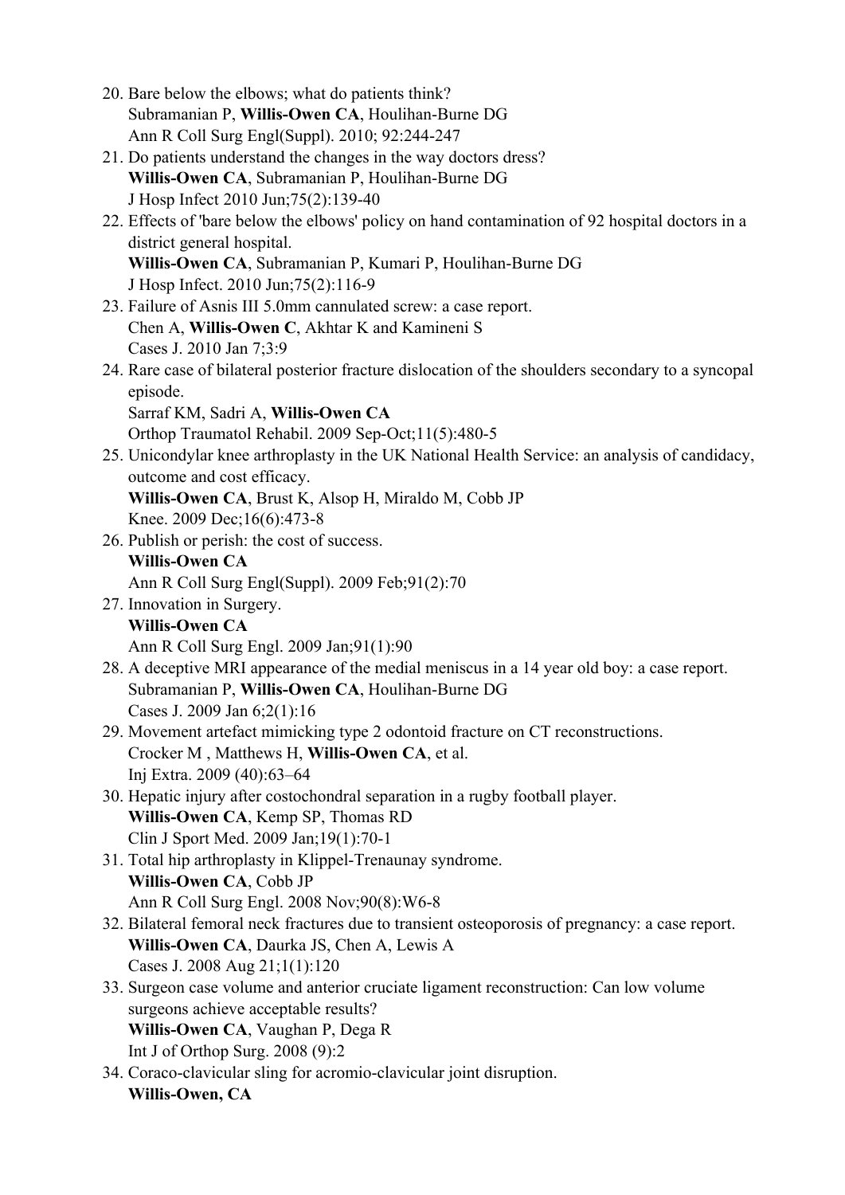20. Bare below the elbows; what do patients think?
    Subramanian P, **Willis-Owen CA**, Houlihan-Burne DG
    Ann R Coll Surg Engl(Suppl). 2010; 92:244-247
21. Do patients understand the changes in the way doctors dress?
    **Willis-Owen CA**, Subramanian P, Houlihan-Burne DG
    J Hosp Infect 2010 Jun;75(2):139-40
22. Effects of 'bare below the elbows' policy on hand contamination of 92 hospital doctors in a district general hospital.
    **Willis-Owen CA**, Subramanian P, Kumari P, Houlihan-Burne DG
    J Hosp Infect. 2010 Jun;75(2):116-9
23. Failure of Asnis III 5.0mm cannulated screw: a case report.
    Chen A, **Willis-Owen C**, Akhtar K and Kamineni S
    Cases J. 2010 Jan 7;3:9
24. Rare case of bilateral posterior fracture dislocation of the shoulders secondary to a syncopal episode.
    Sarraf KM, Sadri A, **Willis-Owen CA**
    Orthop Traumatol Rehabil. 2009 Sep-Oct;11(5):480-5
25. Unicondylar knee arthroplasty in the UK National Health Service: an analysis of candidacy, outcome and cost efficacy.
    **Willis-Owen CA**, Brust K, Alsop H, Miraldo M, Cobb JP
    Knee. 2009 Dec;16(6):473-8
26. Publish or perish: the cost of success.
    **Willis-Owen CA**
    Ann R Coll Surg Engl(Suppl). 2009 Feb;91(2):70
27. Innovation in Surgery.
    **Willis-Owen CA**
    Ann R Coll Surg Engl. 2009 Jan;91(1):90
28. A deceptive MRI appearance of the medial meniscus in a 14 year old boy: a case report.
    Subramanian P, **Willis-Owen CA**, Houlihan-Burne DG
    Cases J. 2009 Jan 6;2(1):16
29. Movement artefact mimicking type 2 odontoid fracture on CT reconstructions.
    Crocker M , Matthews H, **Willis-Owen CA**, et al.
    Inj Extra. 2009 (40):63–64
30. Hepatic injury after costochondral separation in a rugby football player.
    **Willis-Owen CA**, Kemp SP, Thomas RD
    Clin J Sport Med. 2009 Jan;19(1):70-1
31. Total hip arthroplasty in Klippel-Trenaunay syndrome.
    **Willis-Owen CA**, Cobb JP
    Ann R Coll Surg Engl. 2008 Nov;90(8):W6-8
32. Bilateral femoral neck fractures due to transient osteoporosis of pregnancy: a case report.
    **Willis-Owen CA**, Daurka JS, Chen A, Lewis A
    Cases J. 2008 Aug 21;1(1):120
33. Surgeon case volume and anterior cruciate ligament reconstruction: Can low volume surgeons achieve acceptable results?
    **Willis-Owen CA**, Vaughan P, Dega R
    Int J of Orthop Surg. 2008 (9):2
34. Coraco-clavicular sling for acromio-clavicular joint disruption.
    **Willis-Owen, CA**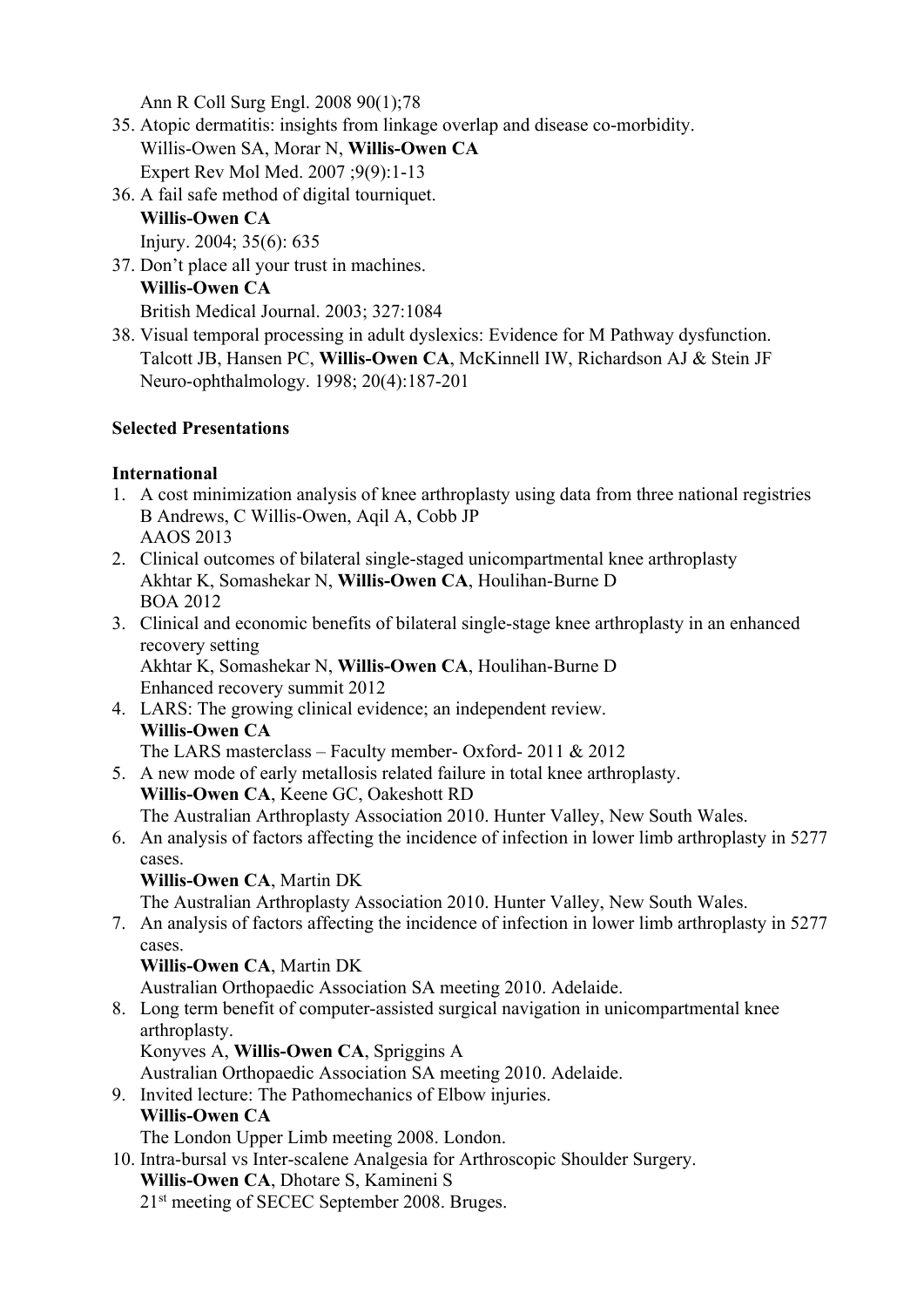Ann R Coll Surg Engl. 2008 90(1);78

35. Atopic dermatitis: insights from linkage overlap and disease co-morbidity.
    Willis-Owen SA, Morar N, **Willis-Owen CA**
    Expert Rev Mol Med. 2007 ;9(9):1-13
36. A fail safe method of digital tourniquet.
    **Willis-Owen CA**
    Injury. 2004; 35(6): 635
37. Don't place all your trust in machines.
    **Willis-Owen CA**
    British Medical Journal. 2003; 327:1084
38. Visual temporal processing in adult dyslexics: Evidence for M Pathway dysfunction.
    Talcott JB, Hansen PC, **Willis-Owen CA**, McKinnell IW, Richardson AJ & Stein JF
    Neuro-ophthalmology. 1998; 20(4):187-201

**Selected Presentations**

**International**

1. A cost minimization analysis of knee arthroplasty using data from three national registries
   B Andrews, C Willis-Owen, Aqil A, Cobb JP
   AAOS 2013
2. Clinical outcomes of bilateral single-staged unicompartmental knee arthroplasty
   Akhtar K, Somashekar N, **Willis-Owen CA**, Houlihan-Burne D
   BOA 2012
3. Clinical and economic benefits of bilateral single-stage knee arthroplasty in an enhanced recovery setting
   Akhtar K, Somashekar N, **Willis-Owen CA**, Houlihan-Burne D
   Enhanced recovery summit 2012
4. LARS: The growing clinical evidence; an independent review.
   **Willis-Owen CA**
   The LARS masterclass – Faculty member- Oxford- 2011 & 2012
5. A new mode of early metallosis related failure in total knee arthroplasty.
   **Willis-Owen CA**, Keene GC, Oakeshott RD
   The Australian Arthroplasty Association 2010. Hunter Valley, New South Wales.
6. An analysis of factors affecting the incidence of infection in lower limb arthroplasty in 5277 cases.
   **Willis-Owen CA**, Martin DK
   The Australian Arthroplasty Association 2010. Hunter Valley, New South Wales.
7. An analysis of factors affecting the incidence of infection in lower limb arthroplasty in 5277 cases.
   **Willis-Owen CA**, Martin DK
   Australian Orthopaedic Association SA meeting 2010. Adelaide.
8. Long term benefit of computer-assisted surgical navigation in unicompartmental knee arthroplasty.
   Konyves A, **Willis-Owen CA**, Spriggins A
   Australian Orthopaedic Association SA meeting 2010. Adelaide.
9. Invited lecture: The Pathomechanics of Elbow injuries.
   **Willis-Owen CA**
   The London Upper Limb meeting 2008. London.
10. Intra-bursal vs Inter-scalene Analgesia for Arthroscopic Shoulder Surgery.
    **Willis-Owen CA**, Dhotare S, Kamineni S
    21st meeting of SECEC September 2008. Bruges.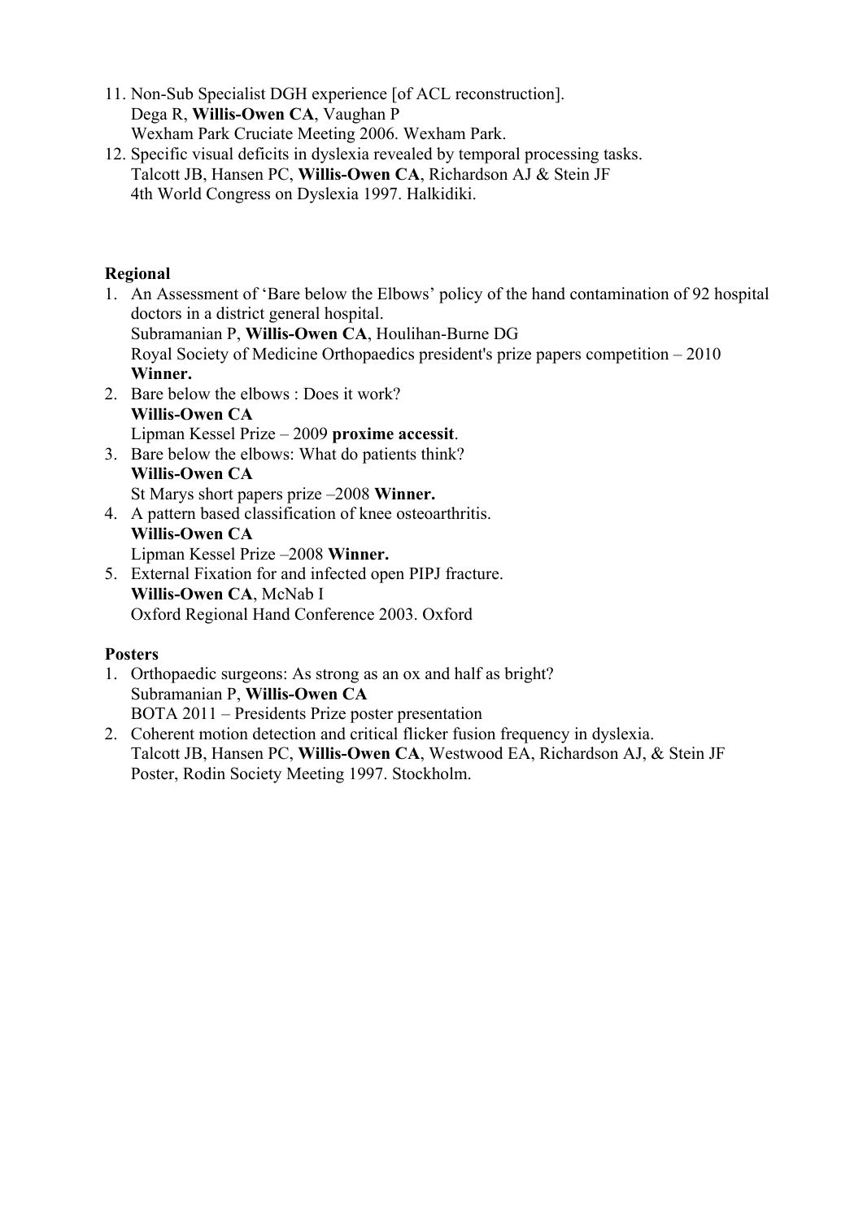11. Non-Sub Specialist DGH experience [of ACL reconstruction].
    Dega R, **Willis-Owen CA**, Vaughan P
    Wexham Park Cruciate Meeting 2006. Wexham Park.
12. Specific visual deficits in dyslexia revealed by temporal processing tasks.
    Talcott JB, Hansen PC, **Willis-Owen CA**, Richardson AJ & Stein JF
    4th World Congress on Dyslexia 1997. Halkidiki.

**Regional**

1. An Assessment of 'Bare below the Elbows' policy of the hand contamination of 92 hospital doctors in a district general hospital.
   Subramanian P, **Willis-Owen CA**, Houlihan-Burne DG
   Royal Society of Medicine Orthopaedics president's prize papers competition – 2010 **Winner.**
2. Bare below the elbows : Does it work?
   **Willis-Owen CA**
   Lipman Kessel Prize – 2009 **proxime accessit**.
3. Bare below the elbows: What do patients think?
   **Willis-Owen CA**
   St Marys short papers prize –2008 **Winner.**
4. A pattern based classification of knee osteoarthritis.
   **Willis-Owen CA**
   Lipman Kessel Prize –2008 **Winner.**
5. External Fixation for and infected open PIPJ fracture.
   **Willis-Owen CA**, McNab I
   Oxford Regional Hand Conference 2003. Oxford

**Posters**

1. Orthopaedic surgeons: As strong as an ox and half as bright?
   Subramanian P, **Willis-Owen CA**
   BOTA 2011 – Presidents Prize poster presentation
2. Coherent motion detection and critical flicker fusion frequency in dyslexia.
   Talcott JB, Hansen PC, **Willis-Owen CA**, Westwood EA, Richardson AJ, & Stein JF
   Poster, Rodin Society Meeting 1997. Stockholm.